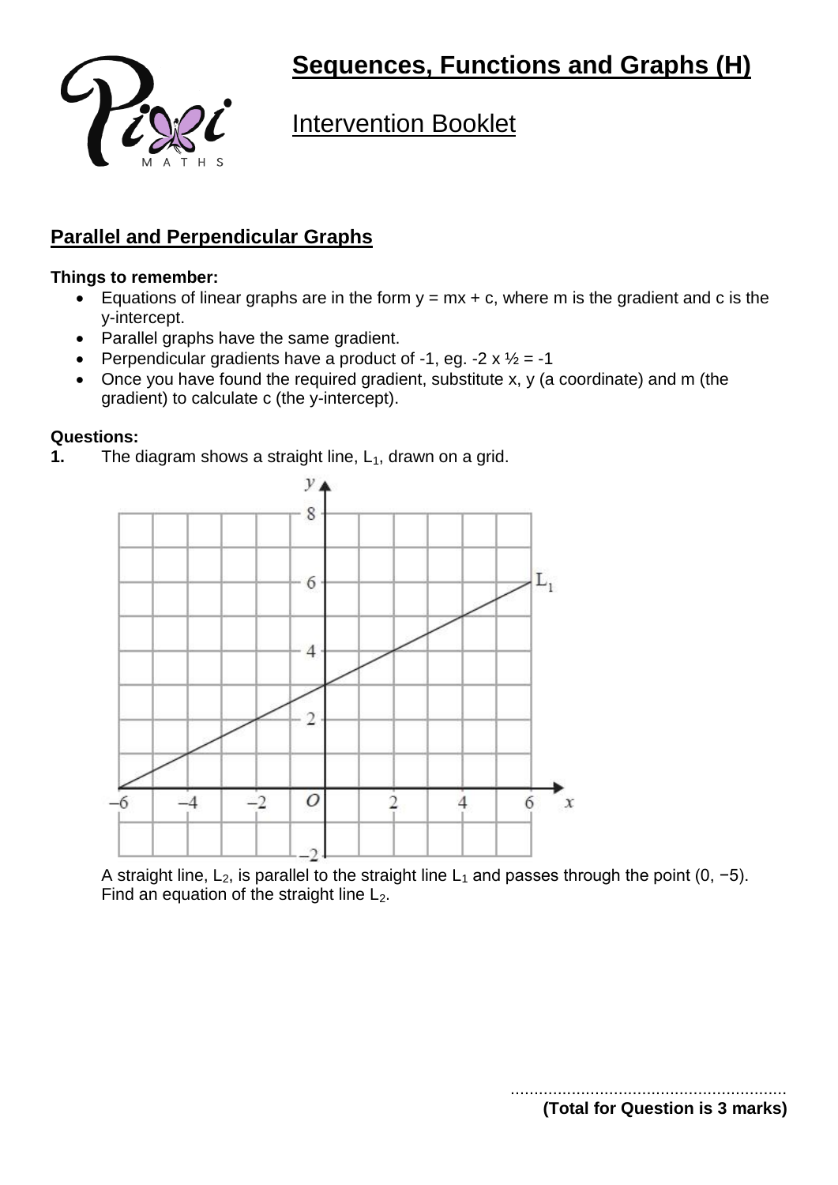# Sequences, Functions and Graphs (H)

## Intervention Booklet

## Parallel and Perpendicular Graphs

**Things to remember:**

- Equations of linear graphs are in the form $y = mx + c$, where m is the gradient and c is the y-intercept.
- Parallel graphs have the same gradient.
- Perpendicular gradients have a product of -1, eg. $-2 \times \frac{1}{2} = -1$
- Once you have found the required gradient, substitute x, y (a coordinate) and m (the gradient) to calculate c (the y-intercept).

**Questions:**

**1.** The diagram shows a straight line, $L_1$, drawn on a grid.

A straight line, $L_2$, is parallel to the straight line $L_1$ and passes through the point $(0, -5)$.
Find an equation of the straight line $L_2$.

..........................................................

**(Total for Question is 3 marks)**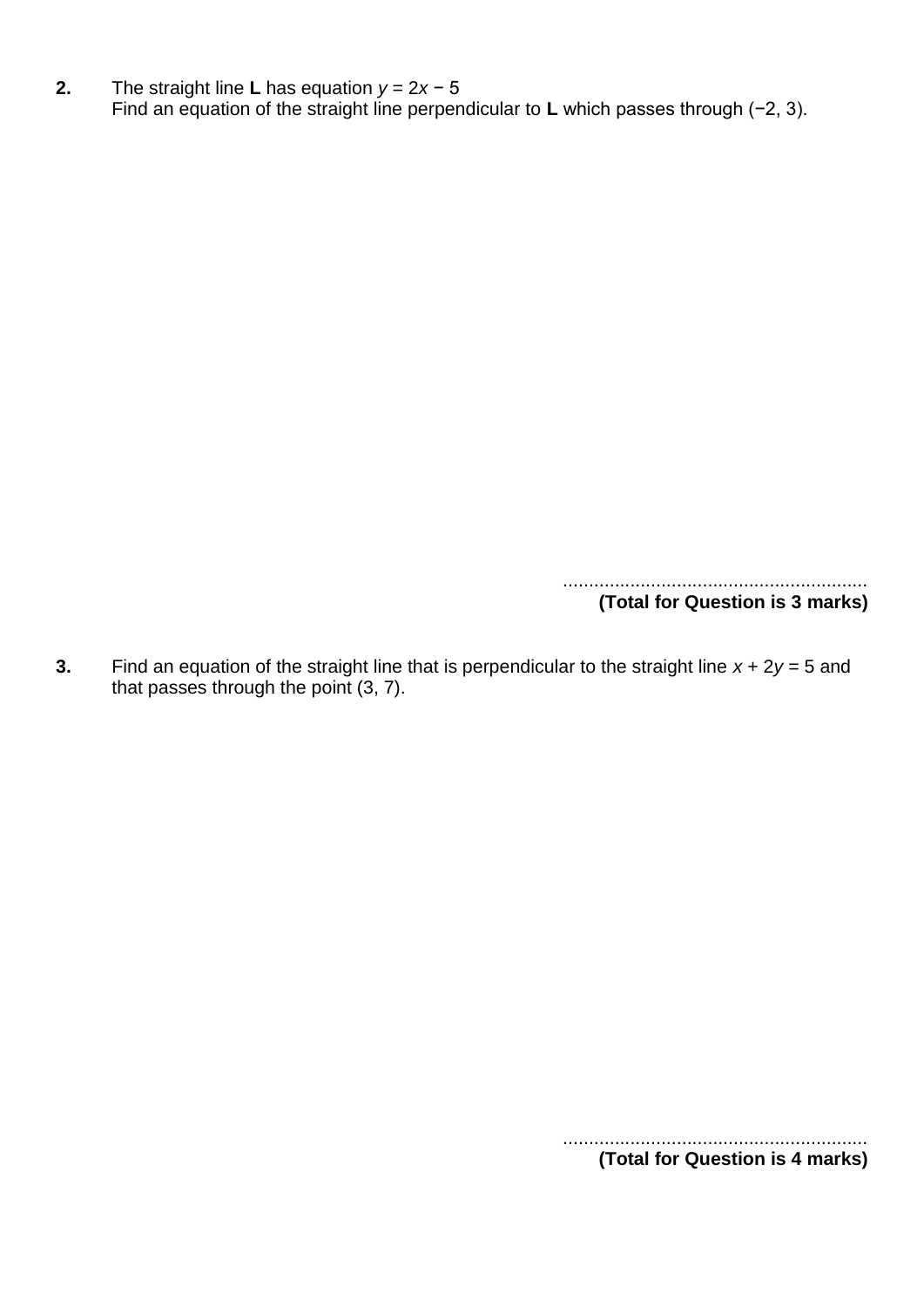**2.** The straight line **L** has equation $y = 2x - 5$
Find an equation of the straight line perpendicular to **L** which passes through $(-2, 3)$.

..........................................................

**(Total for Question is 3 marks)**

**3.** Find an equation of the straight line that is perpendicular to the straight line $x + 2y = 5$ and that passes through the point $(3, 7)$.

..........................................................

**(Total for Question is 4 marks)**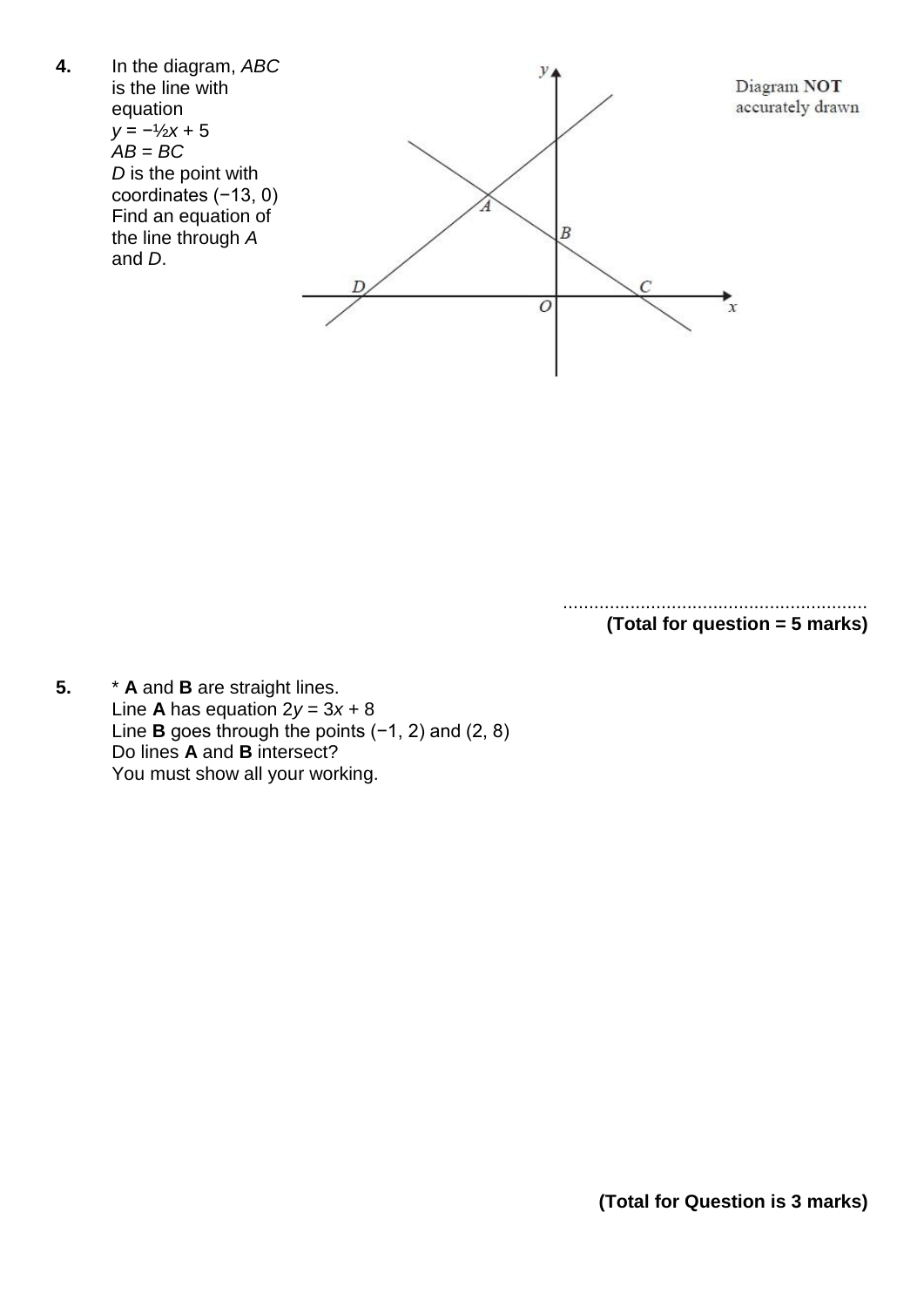**4.** In the diagram, *ABC* is the line with equation
$y = -\frac{1}{2}x + 5$
$AB = BC$
*D* is the point with coordinates $(-13, 0)$
Find an equation of the line through *A* and *D*.

Diagram **NOT** accurately drawn

..........................................................

**(Total for question = 5 marks)**

**5.** * **A** and **B** are straight lines.
Line **A** has equation $2y = 3x + 8$
Line **B** goes through the points $(-1, 2)$ and $(2, 8)$
Do lines **A** and **B** intersect?
You must show all your working.

**(Total for Question is 3 marks)**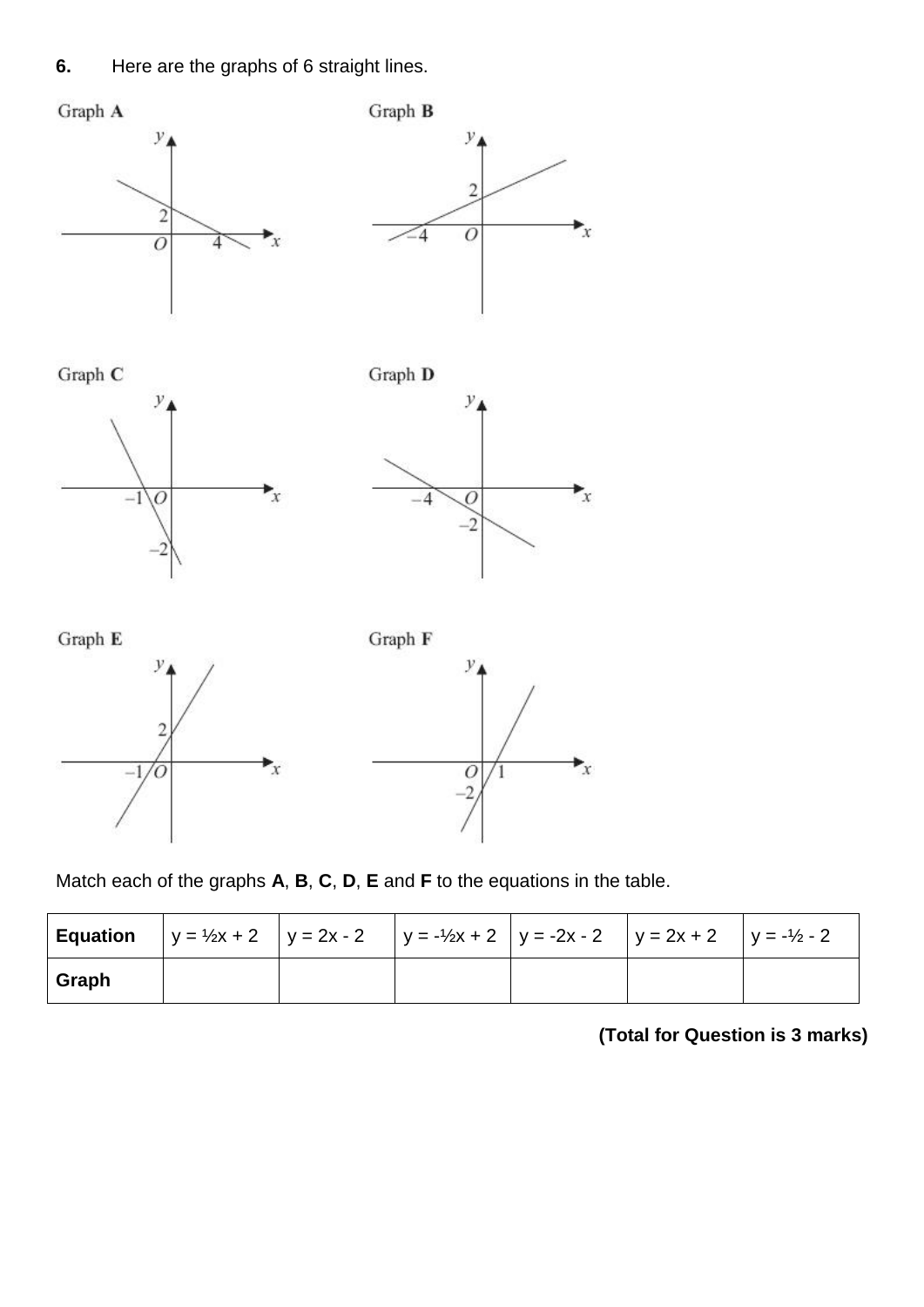**6.** Here are the graphs of 6 straight lines.

Graph **A**

Graph **B**

Graph **C**

Graph **D**

Graph **E**

Graph **F**

Match each of the graphs **A**, **B**, **C**, **D**, **E** and **F** to the equations in the table.

| **Equation** | $y = \frac{1}{2}x + 2$ | $y = 2x - 2$ | $y = -\frac{1}{2}x + 2$ | $y = -2x - 2$ | $y = 2x + 2$ | $y = -\frac{1}{2} - 2$ |
|---|---|---|---|---|---|---|
| **Graph** | | | | | | |

**(Total for Question is 3 marks)**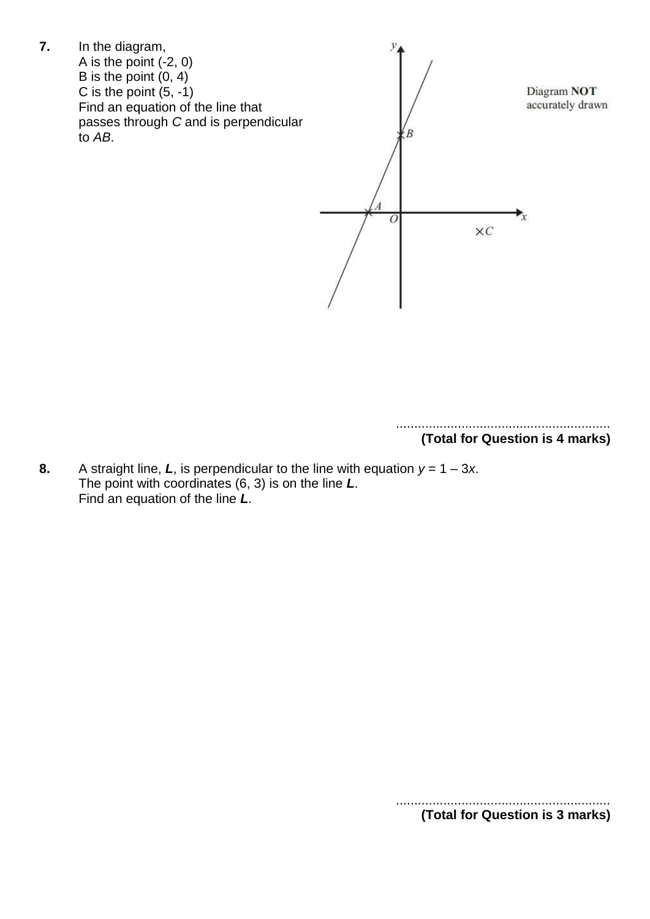**7.** In the diagram,
A is the point (-2, 0)
B is the point (0, 4)
C is the point (5, -1)
Find an equation of the line that passes through *C* and is perpendicular to *AB*.

Diagram **NOT** accurately drawn

..........................................................

**(Total for Question is 4 marks)**

**8.** A straight line, ***L***, is perpendicular to the line with equation $y = 1 - 3x$.
The point with coordinates (6, 3) is on the line ***L***.
Find an equation of the line ***L***.

..........................................................

**(Total for Question is 3 marks)**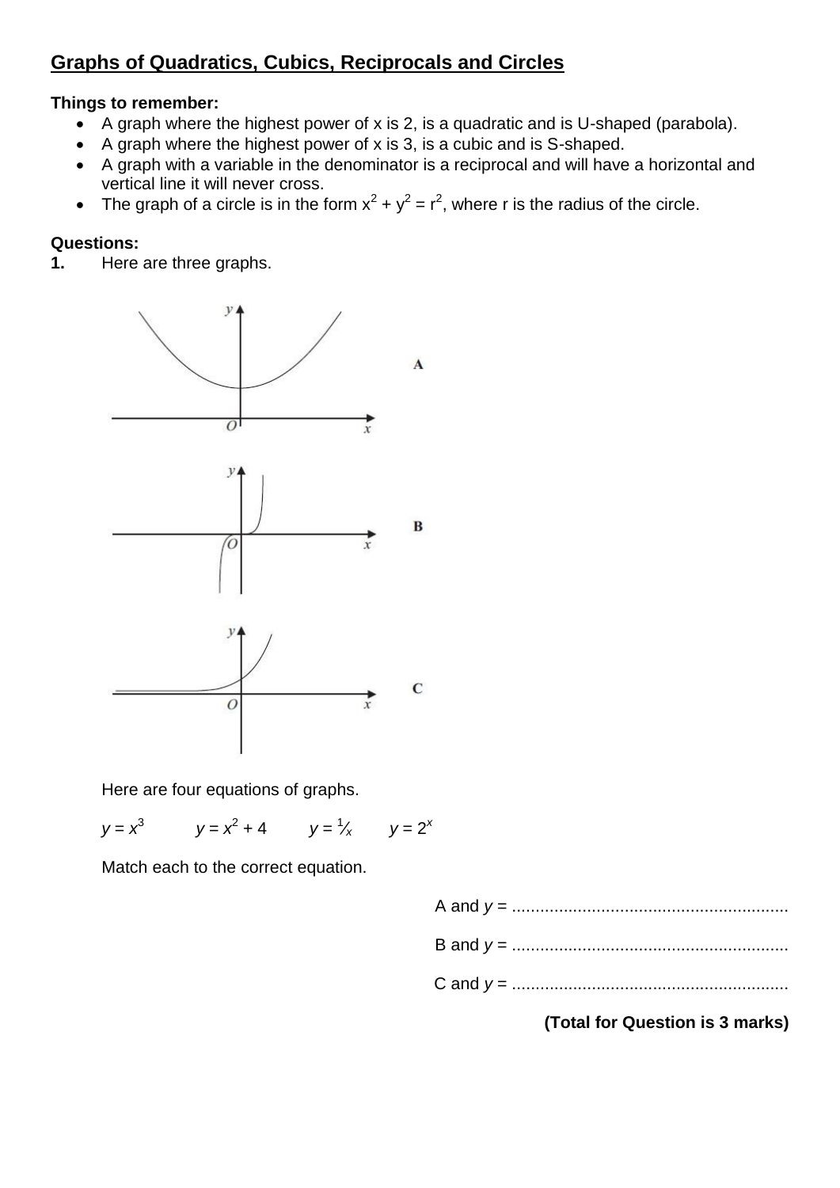## Graphs of Quadratics, Cubics, Reciprocals and Circles

**Things to remember:**

- A graph where the highest power of x is 2, is a quadratic and is U-shaped (parabola).
- A graph where the highest power of x is 3, is a cubic and is S-shaped.
- A graph with a variable in the denominator is a reciprocal and will have a horizontal and vertical line it will never cross.
- The graph of a circle is in the form $x^2 + y^2 = r^2$, where r is the radius of the circle.

**Questions:**

**1.** Here are three graphs.

A

B

C

Here are four equations of graphs.

$y = x^3$ $\quad y = x^2 + 4$ $\quad y = \frac{1}{x}$ $\quad y = 2^x$

Match each to the correct equation.

A and $y$ = ...........................................................

B and $y$ = ...........................................................

C and $y$ = ...........................................................

**(Total for Question is 3 marks)**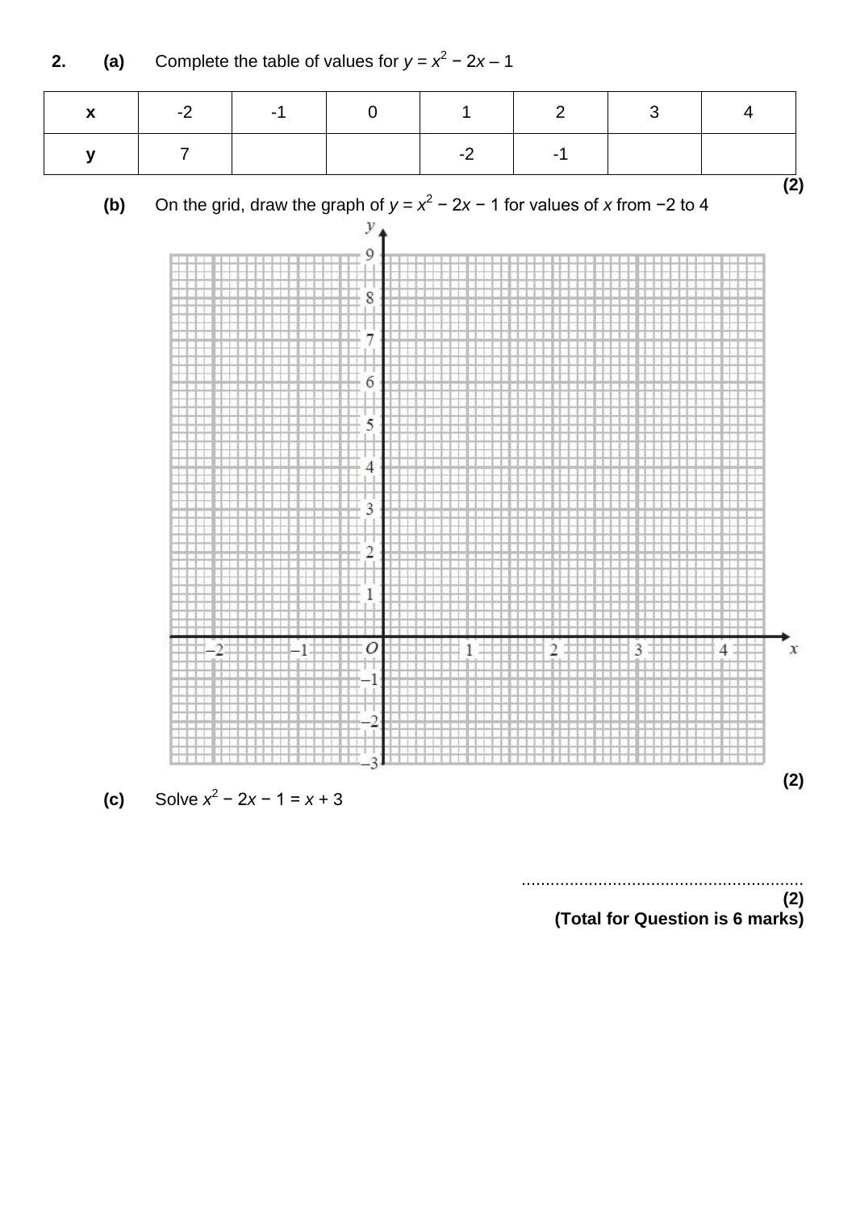**2.** **(a)** Complete the table of values for $y = x^2 - 2x - 1$

| x | -2 | -1 | 0 | 1 | 2 | 3 | 4 |
|---|---|---|---|---|---|---|---|
| y | 7 | | | -2 | -1 | | |

**(2)**

**(b)** On the grid, draw the graph of $y = x^2 - 2x - 1$ for values of $x$ from $-2$ to $4$

**(2)**

**(c)** Solve $x^2 - 2x - 1 = x + 3$

..........................................................

**(2)**

**(Total for Question is 6 marks)**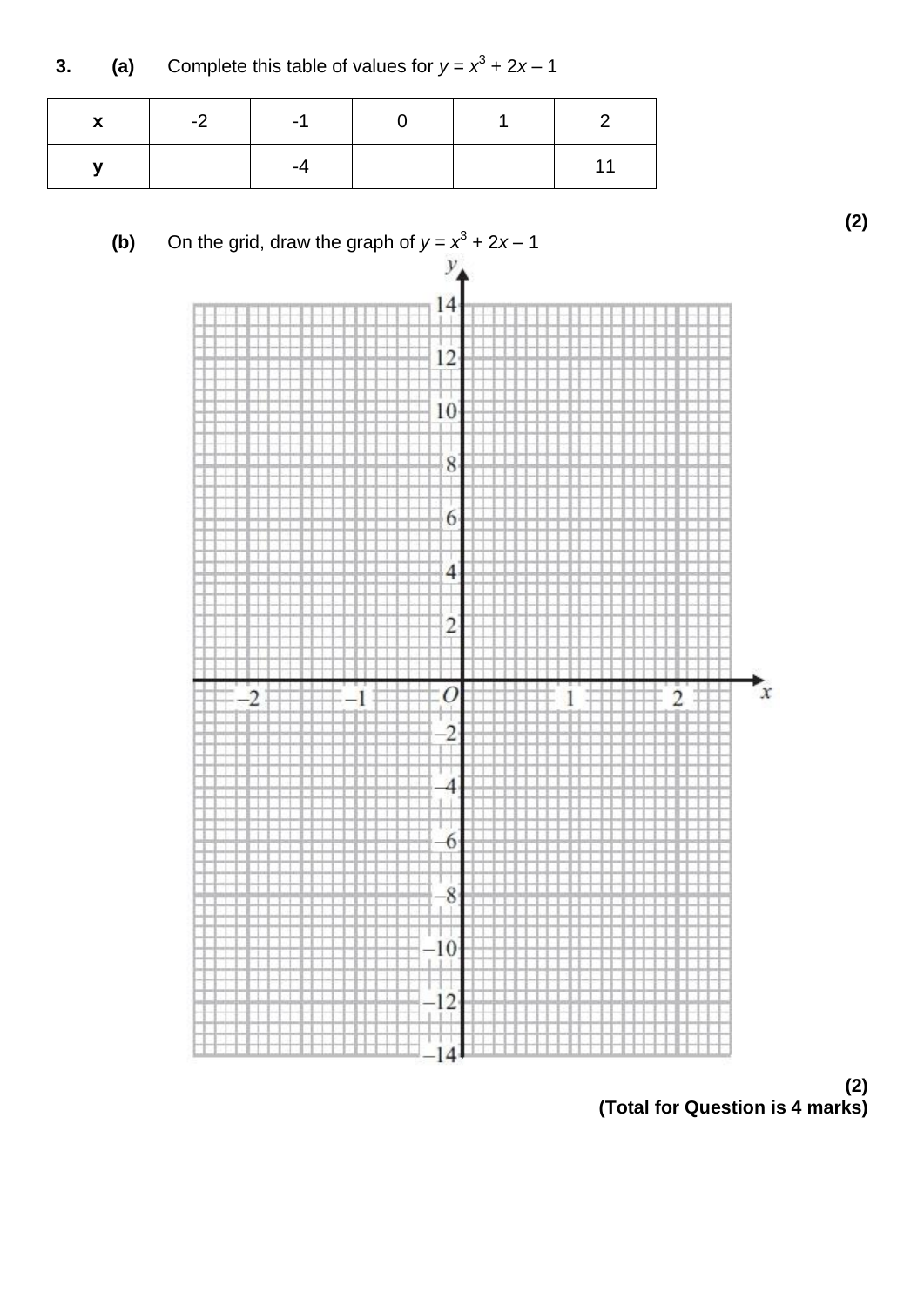**3.** **(a)** Complete this table of values for $y = x^3 + 2x - 1$

| **x** | -2 | -1 | 0 | 1 | 2 |
|---|---|---|---|---|---|
| **y** | | -4 | | | 11 |

**(2)**

**(b)** On the grid, draw the graph of $y = x^3 + 2x - 1$

**(2)**

**(Total for Question is 4 marks)**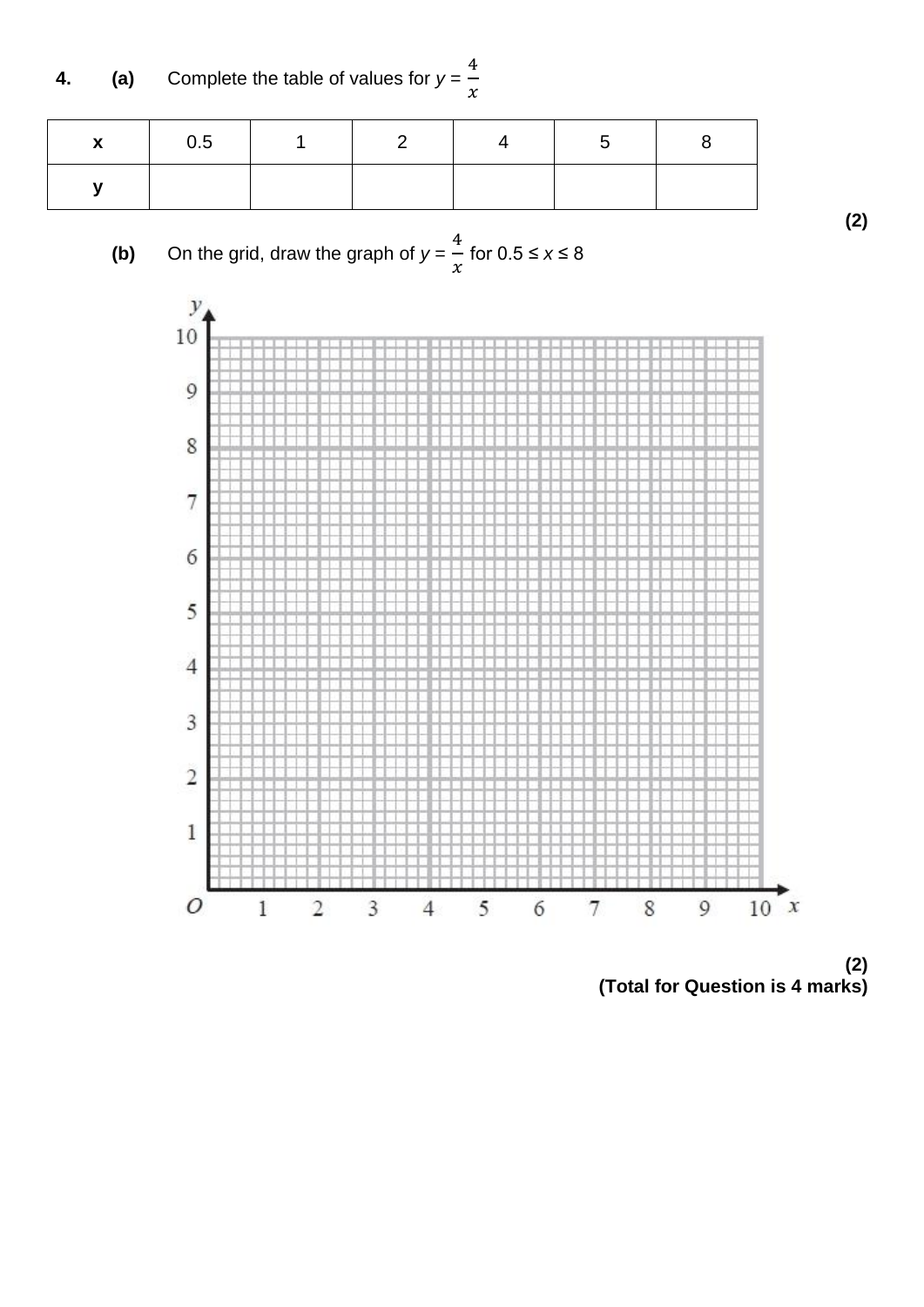**4.** **(a)** Complete the table of values for $y = \frac{4}{x}$

| **x** | 0.5 | 1 | 2 | 4 | 5 | 8 |
|---|---|---|---|---|---|---|
| **y** | | | | | | |

**(2)**

**(b)** On the grid, draw the graph of $y = \frac{4}{x}$ for $0.5 \leq x \leq 8$

**(2)**

**(Total for Question is 4 marks)**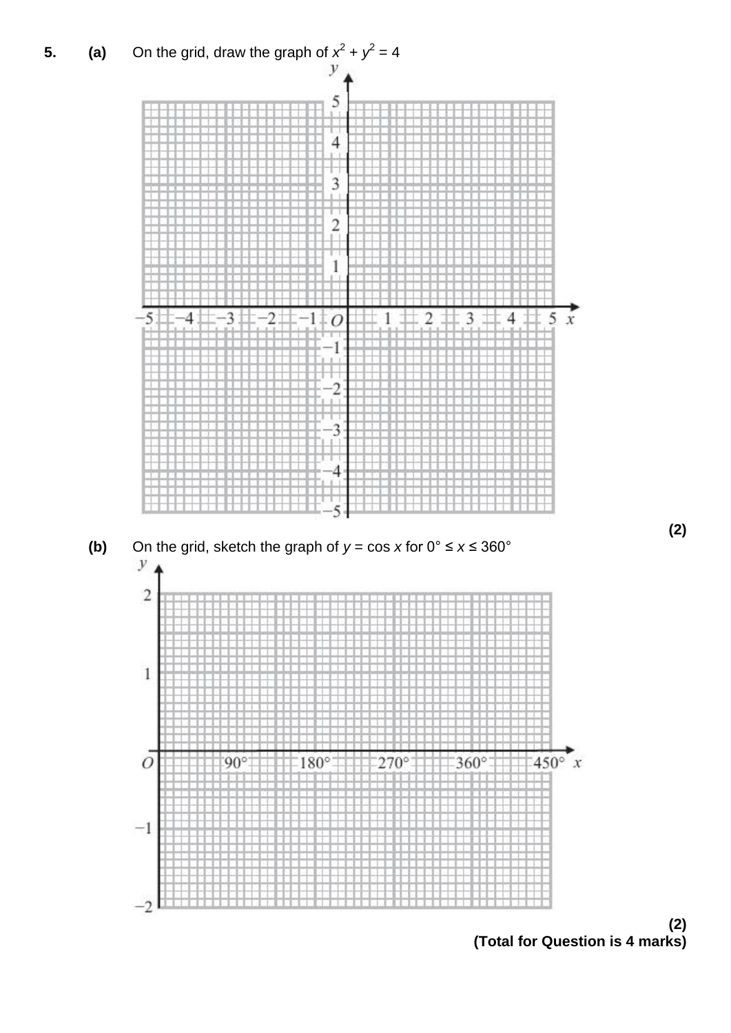**5.** **(a)** On the grid, draw the graph of $x^2 + y^2 = 4$

**(2)**

**(b)** On the grid, sketch the graph of $y = \cos x$ for $0° \leq x \leq 360°$

**(2)**

**(Total for Question is 4 marks)**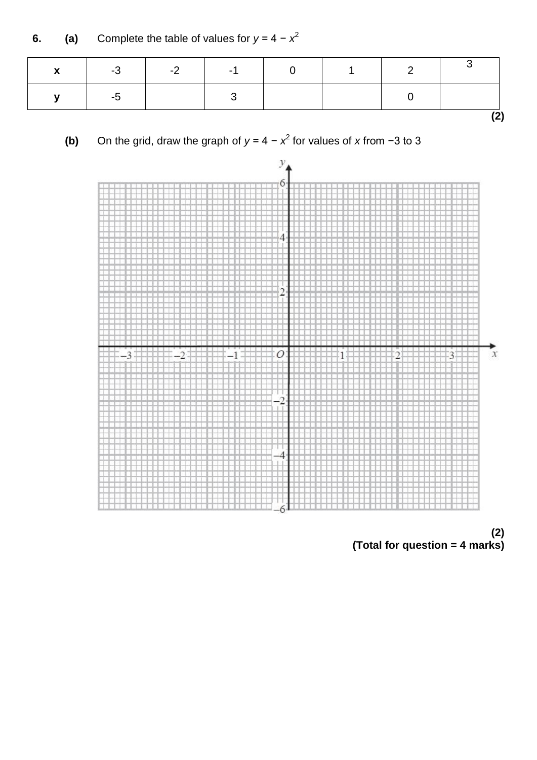**6.** **(a)** Complete the table of values for $y = 4 - x^2$

| x | -3 | -2 | -1 | 0 | 1 | 2 | 3 |
|---|---|---|---|---|---|---|---|
| y | -5 | | 3 | | | 0 | |

**(2)**

**(b)** On the grid, draw the graph of $y = 4 - x^2$ for values of $x$ from −3 to 3

**(2)**

**(Total for question = 4 marks)**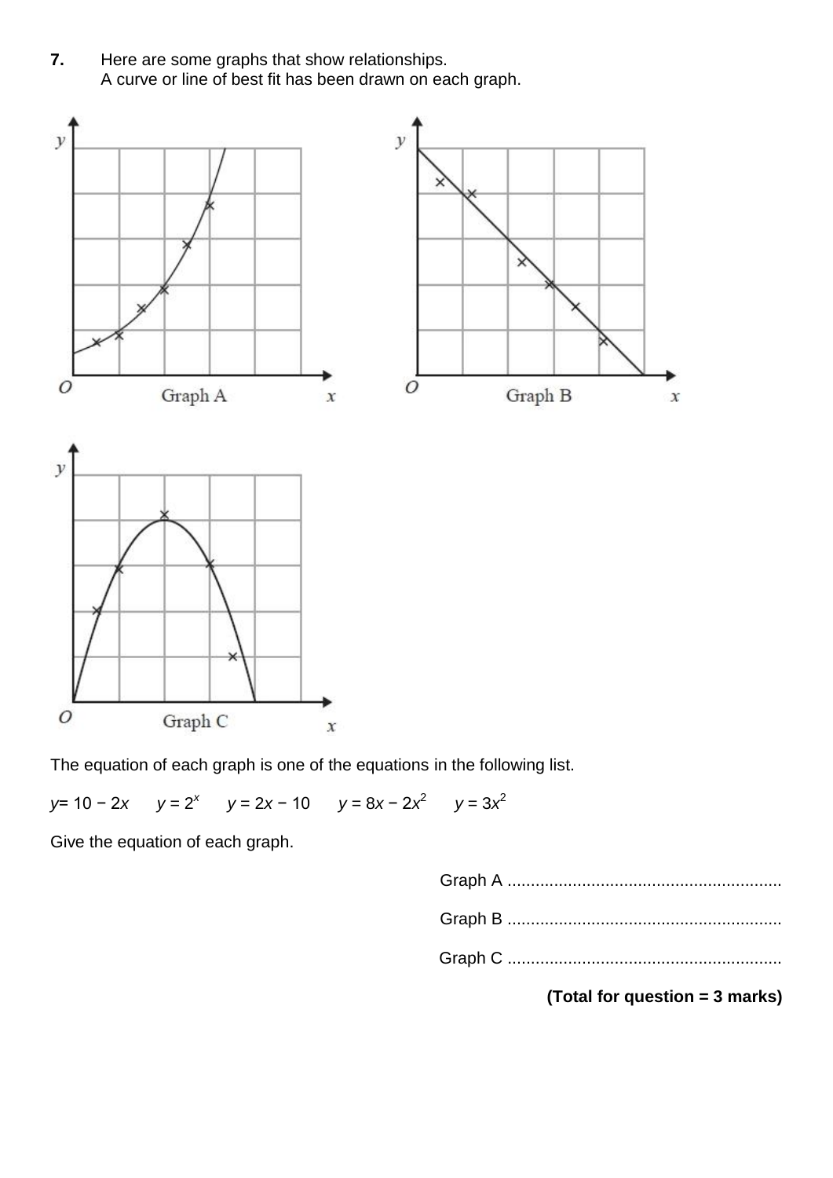**7.** Here are some graphs that show relationships.
A curve or line of best fit has been drawn on each graph.

Graph A

Graph B

Graph C

The equation of each graph is one of the equations in the following list.

$y = 10 - 2x$ $\quad y = 2^x$ $\quad y = 2x - 10$ $\quad y = 8x - 2x^2$ $\quad y = 3x^2$

Give the equation of each graph.

Graph A ..........................................................

Graph B ..........................................................

Graph C ..........................................................

**(Total for question = 3 marks)**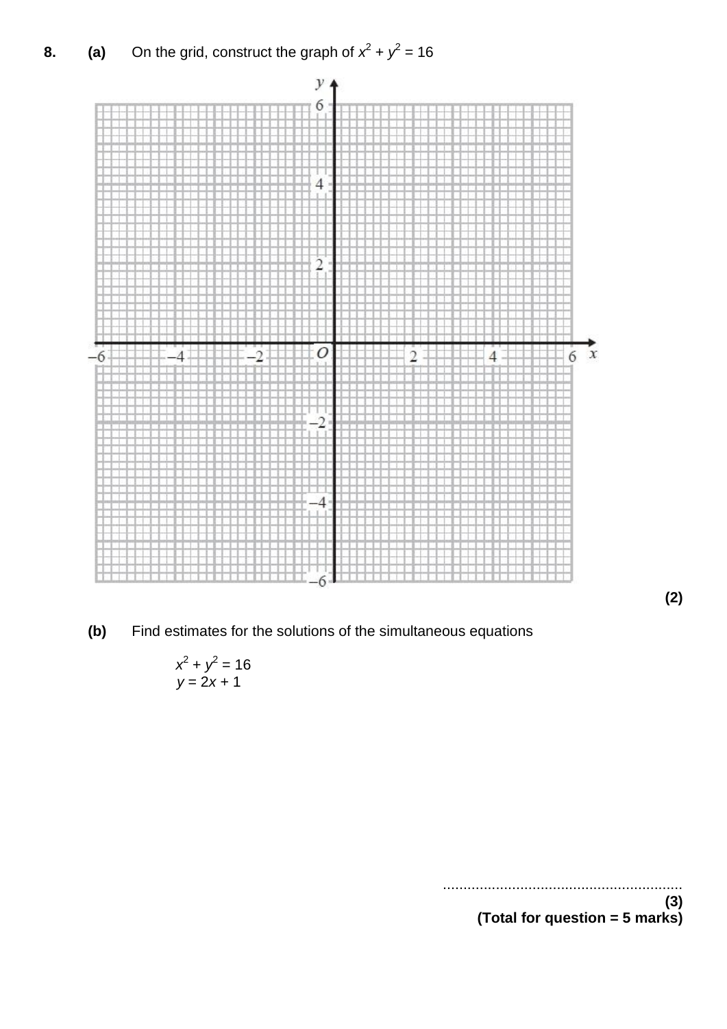**8.** **(a)** On the grid, construct the graph of $x^2 + y^2 = 16$

**(2)**

**(b)** Find estimates for the solutions of the simultaneous equations

$x^2 + y^2 = 16$
$y = 2x + 1$

..........................................................

**(3)**

**(Total for question = 5 marks)**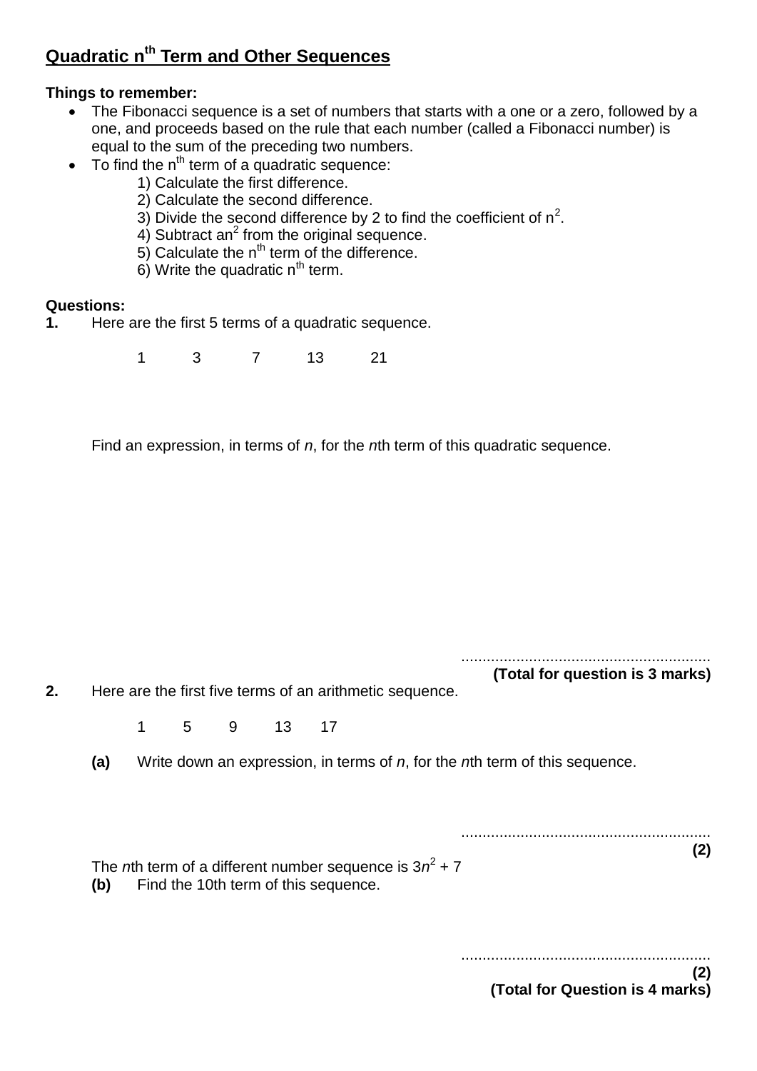## Quadratic $n^{th}$ Term and Other Sequences

**Things to remember:**

- The Fibonacci sequence is a set of numbers that starts with a one or a zero, followed by a one, and proceeds based on the rule that each number (called a Fibonacci number) is equal to the sum of the preceding two numbers.
- To find the $n^{th}$ term of a quadratic sequence:
  1) Calculate the first difference.
  2) Calculate the second difference.
  3) Divide the second difference by 2 to find the coefficient of $n^2$.
  4) Subtract $an^2$ from the original sequence.
  5) Calculate the $n^{th}$ term of the difference.
  6) Write the quadratic $n^{th}$ term.

**Questions:**

**1.** Here are the first 5 terms of a quadratic sequence.

1 3 7 13 21

Find an expression, in terms of *n*, for the *n*th term of this quadratic sequence.

..........................................................

**(Total for question is 3 marks)**

**2.** Here are the first five terms of an arithmetic sequence.

1 5 9 13 17

**(a)** Write down an expression, in terms of *n*, for the *n*th term of this sequence.

..........................................................

**(2)**

The *n*th term of a different number sequence is $3n^2 + 7$

**(b)** Find the 10th term of this sequence.

..........................................................

**(2)**

**(Total for Question is 4 marks)**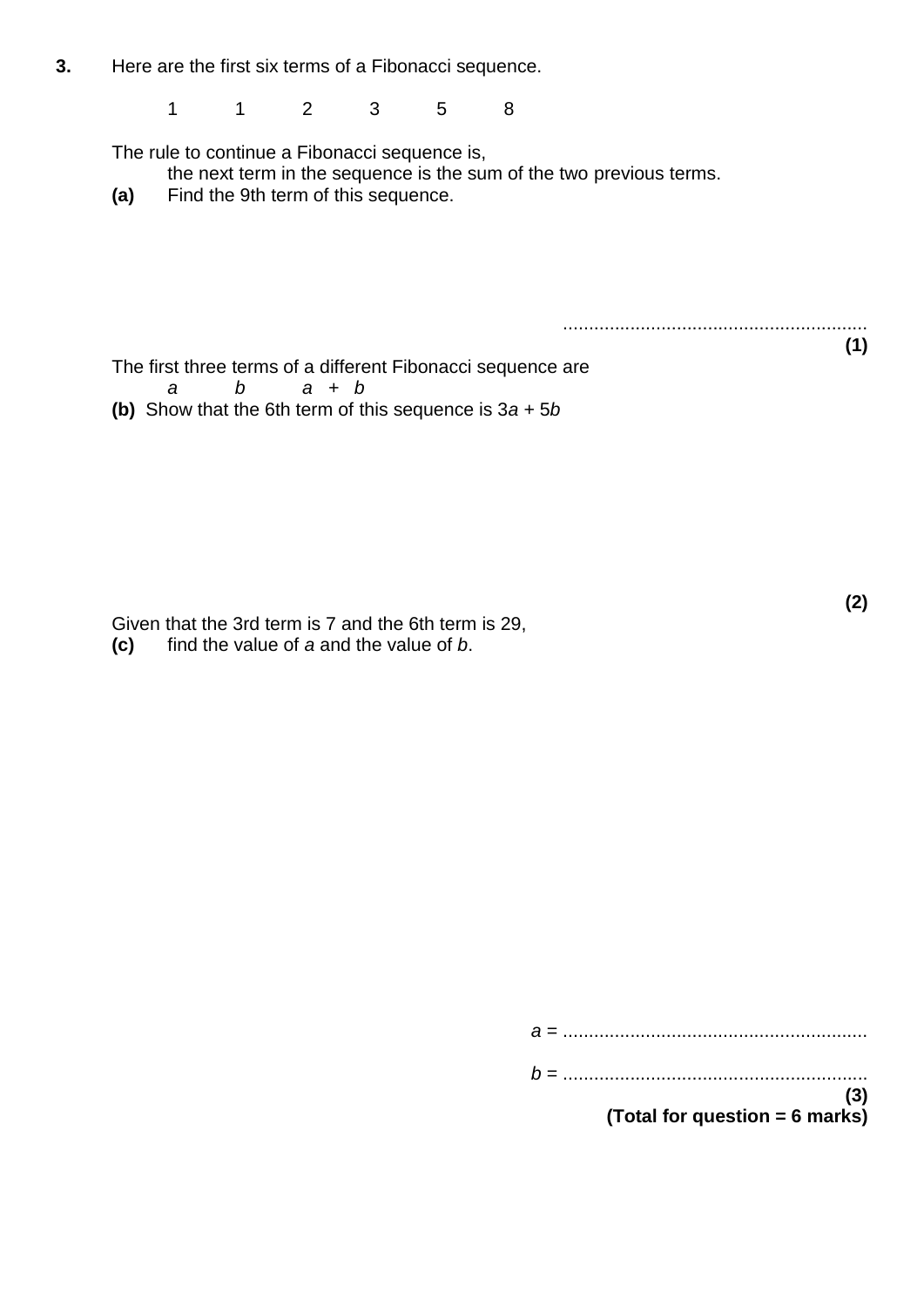**3.** Here are the first six terms of a Fibonacci sequence.

1 1 2 3 5 8

The rule to continue a Fibonacci sequence is,

the next term in the sequence is the sum of the two previous terms.

**(a)** Find the 9th term of this sequence.

...........................................................

**(1)**

The first three terms of a different Fibonacci sequence are

$a$ $b$ $a + b$

**(b)** Show that the 6th term of this sequence is $3a + 5b$

**(2)**

Given that the 3rd term is 7 and the 6th term is 29,

**(c)** find the value of $a$ and the value of $b$.

$a$ = ...........................................................

$b$ = ...........................................................

**(3)**

**(Total for question = 6 marks)**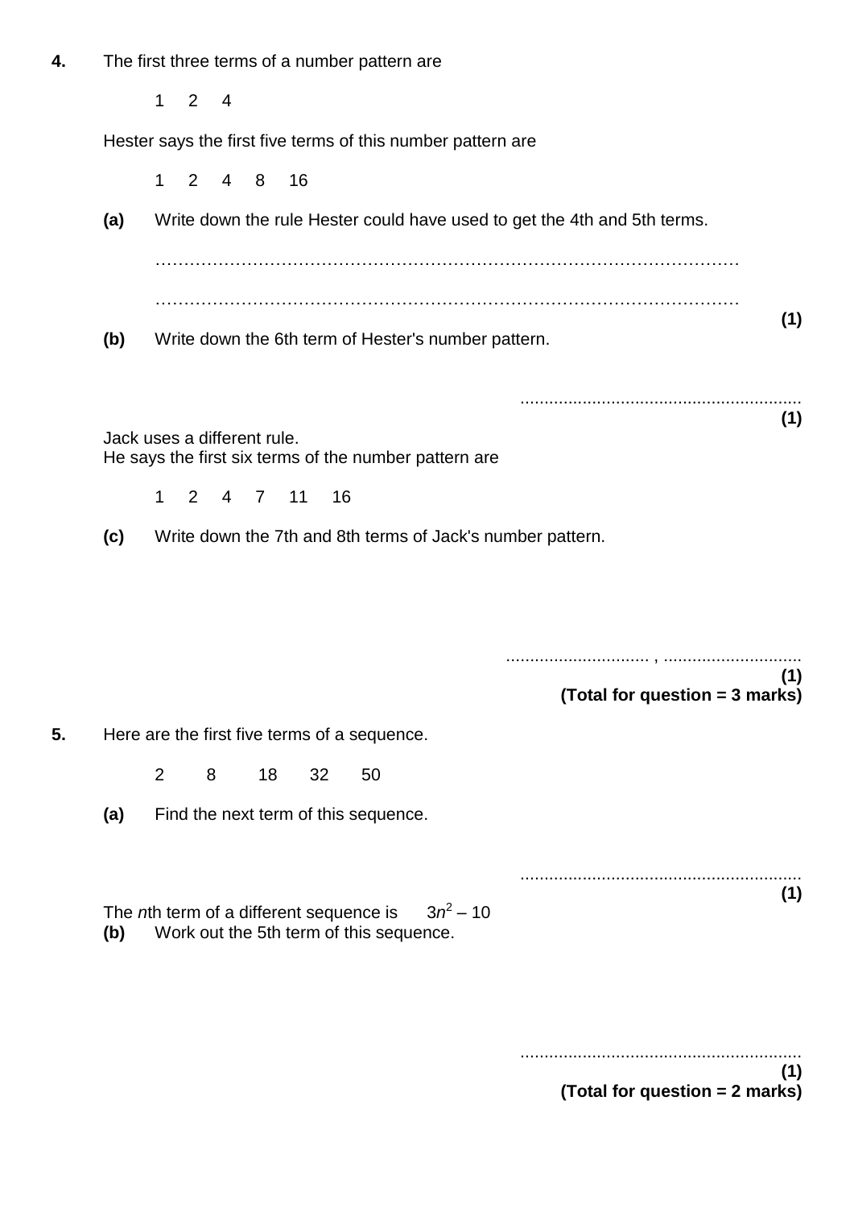**4.** The first three terms of a number pattern are

1  2  4

Hester says the first five terms of this number pattern are

1  2  4  8  16

**(a)** Write down the rule Hester could have used to get the 4th and 5th terms.

………………………………………………………………………………………

………………………………………………………………………………………

**(1)**

**(b)** Write down the 6th term of Hester's number pattern.

..........................................................

**(1)**

Jack uses a different rule.
He says the first six terms of the number pattern are

1  2  4  7  11  16

**(c)** Write down the 7th and 8th terms of Jack's number pattern.

.............................. , .............................

**(1)**

**(Total for question = 3 marks)**

**5.** Here are the first five terms of a sequence.

2  8  18  32  50

**(a)** Find the next term of this sequence.

..........................................................

**(1)**

The *n*th term of a different sequence is $3n^2 - 10$

**(b)** Work out the 5th term of this sequence.

..........................................................

**(1)**

**(Total for question = 2 marks)**